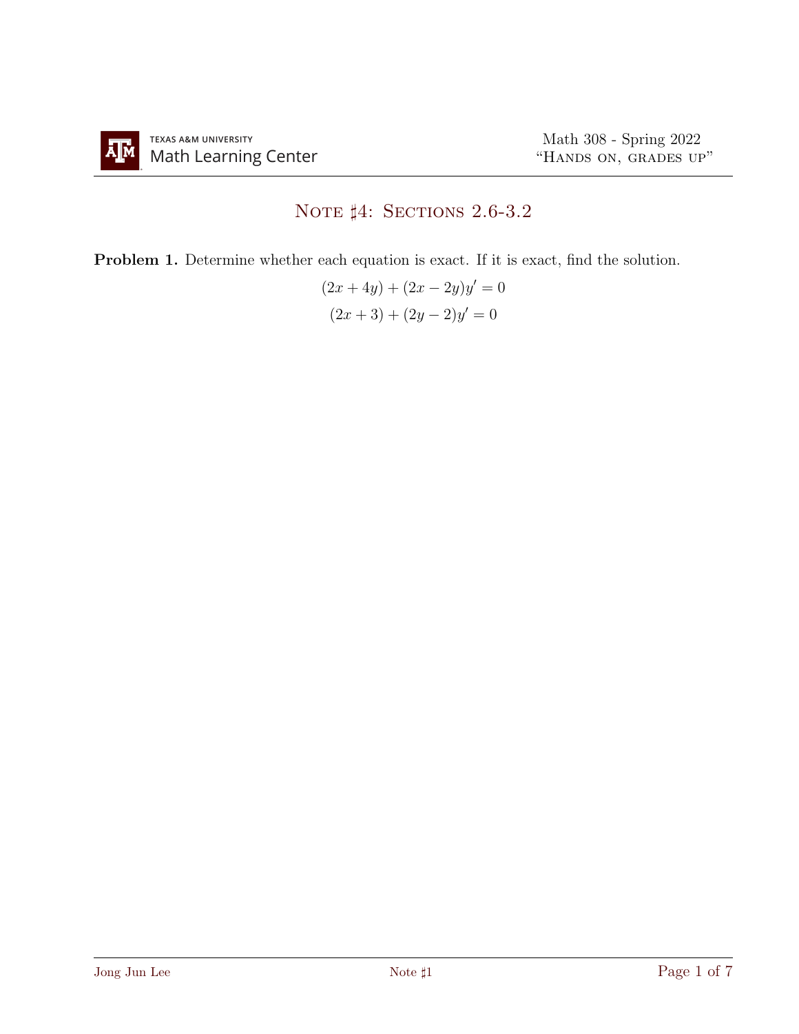# Note ♯4: Sections 2.6-3.2

**Problem 1.** Determine whether each equation is exact. If it is exact, find the solution.

$$(2x + 4y) + (2x - 2y)y' = 0$$

$$(2x + 3) + (2y - 2)y' = 0$$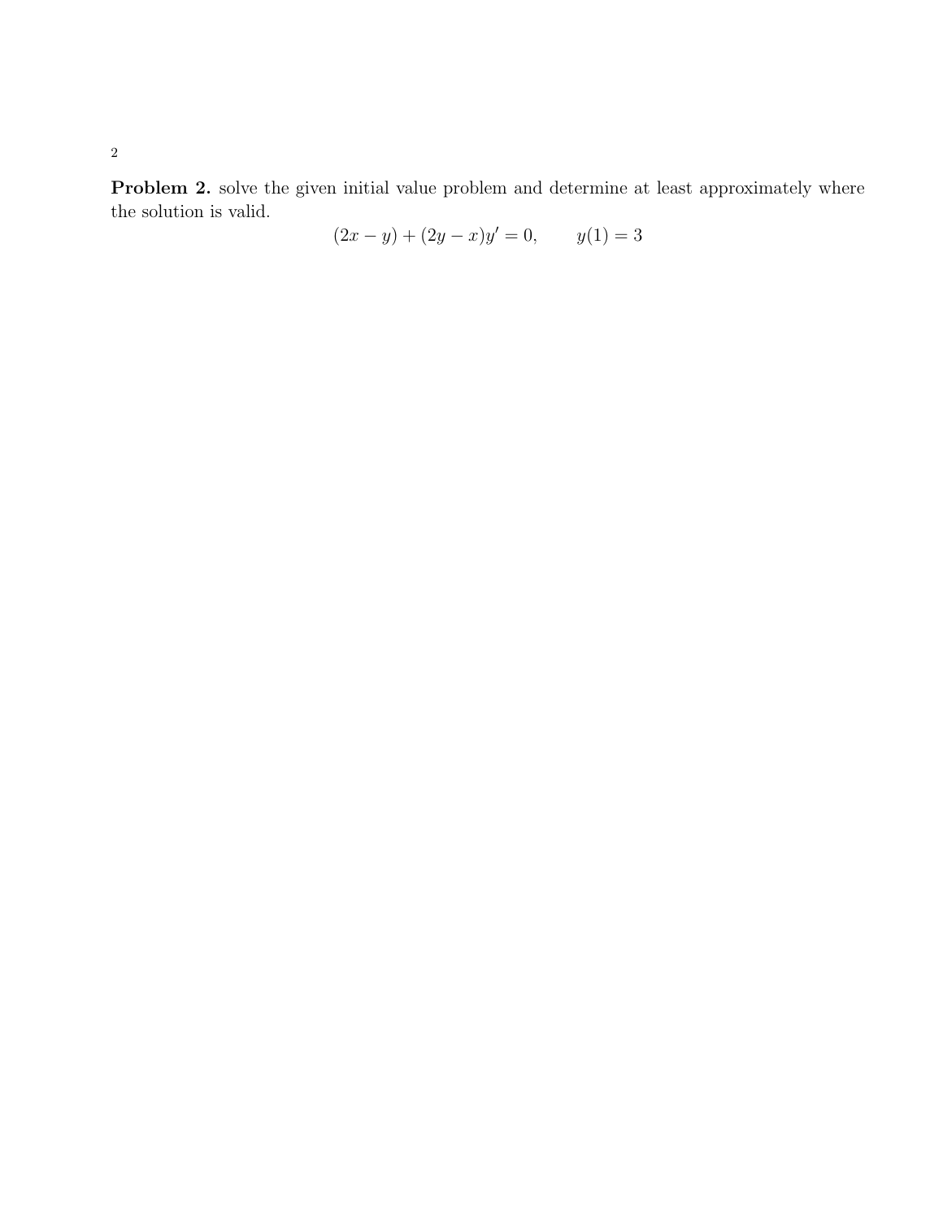**Problem 2.** solve the given initial value problem and determine at least approximately where the solution is valid.

$$(2x - y) + (2y - x)y' = 0, \qquad y(1) = 3$$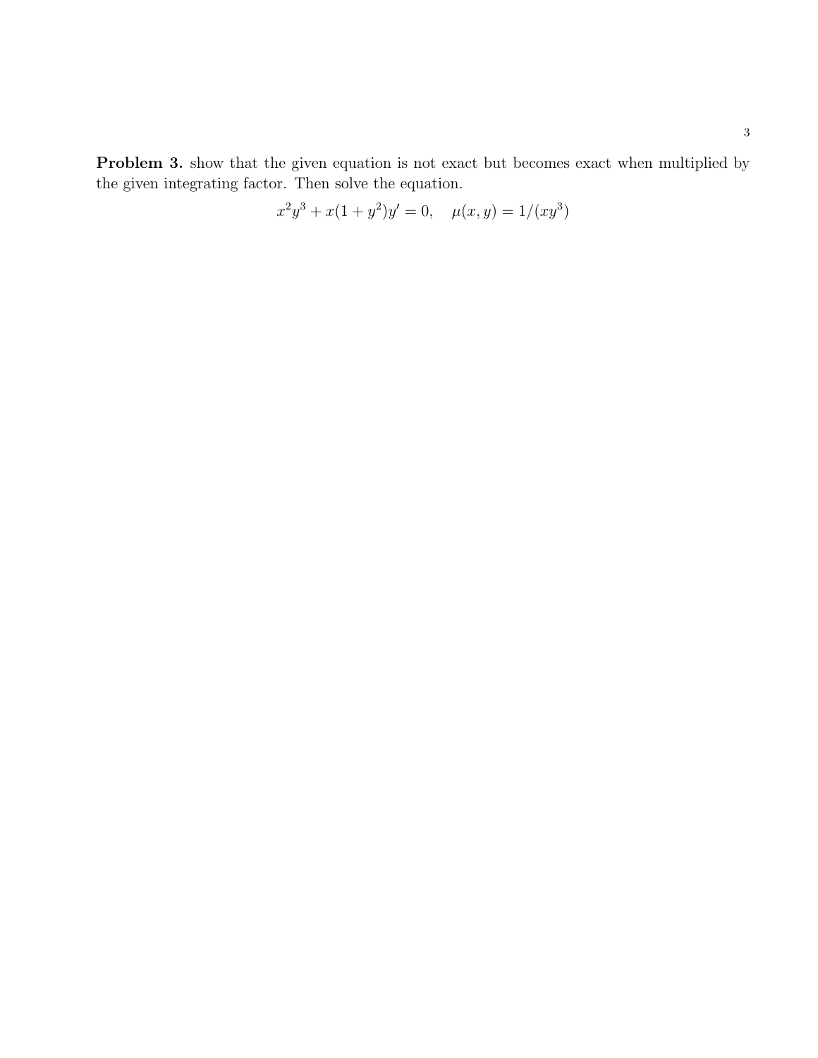**Problem 3.** show that the given equation is not exact but becomes exact when multiplied by the given integrating factor. Then solve the equation.

$$x^2y^3 + x(1 + y^2)y' = 0, \quad \mu(x, y) = 1/(xy^3)$$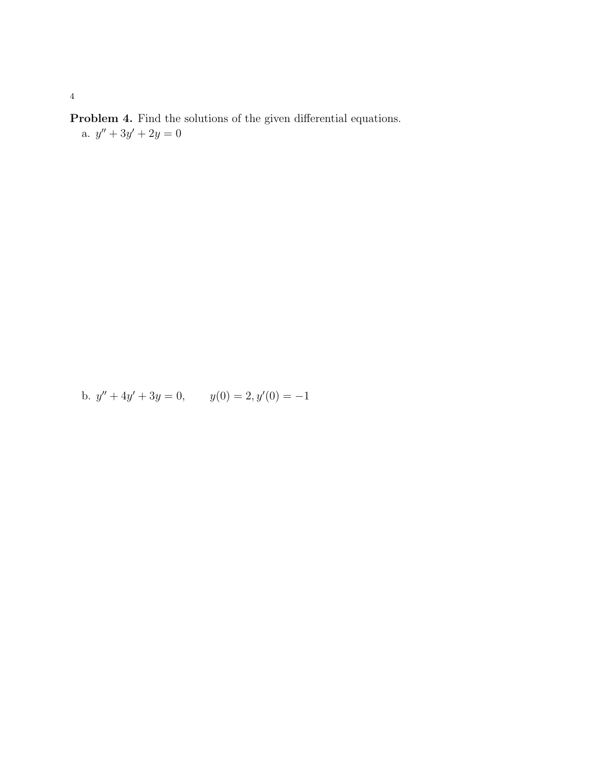**Problem 4.** Find the solutions of the given differential equations.

a. $y'' + 3y' + 2y = 0$

b. $y'' + 4y' + 3y = 0, \qquad y(0) = 2, y'(0) = -1$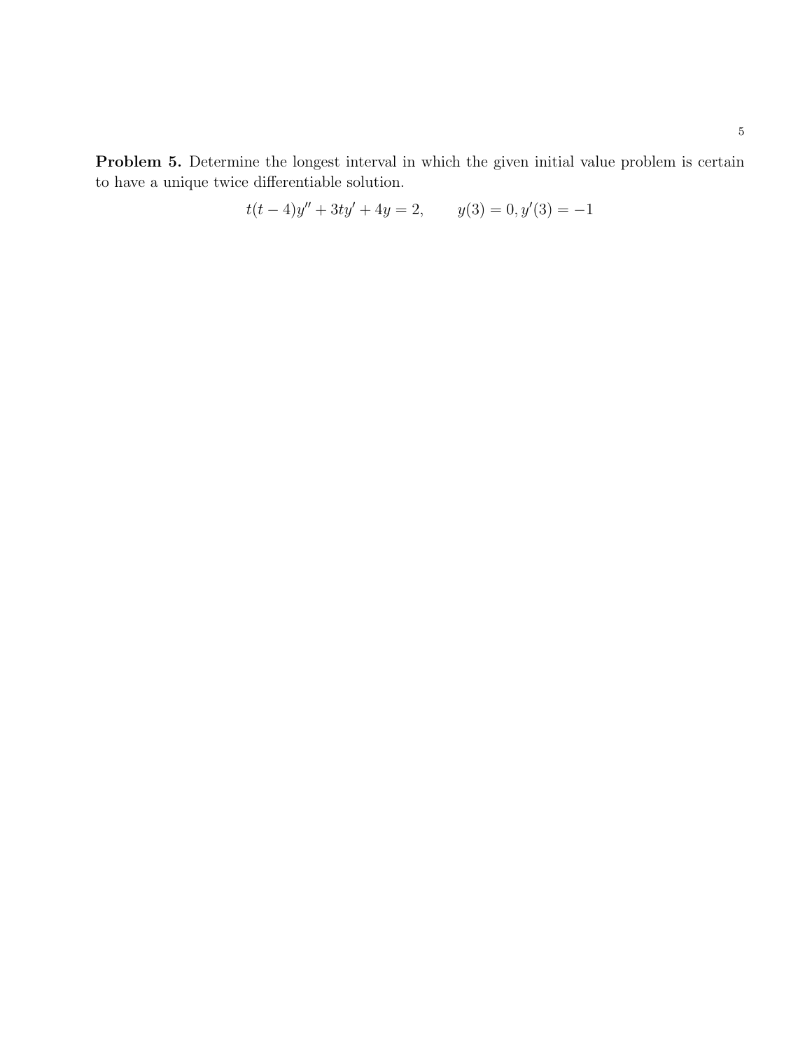**Problem 5.** Determine the longest interval in which the given initial value problem is certain to have a unique twice differentiable solution.

$$t(t-4)y'' + 3ty' + 4y = 2, \qquad y(3) = 0, y'(3) = -1$$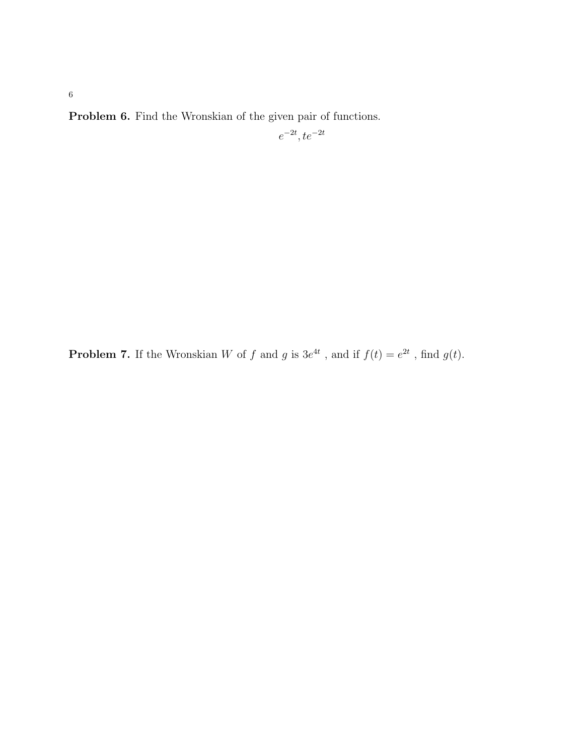**Problem 6.** Find the Wronskian of the given pair of functions.

$$e^{-2t}, te^{-2t}$$

**Problem 7.** If the Wronskian $W$ of $f$ and $g$ is $3e^{4t}$ , and if $f(t) = e^{2t}$ , find $g(t)$.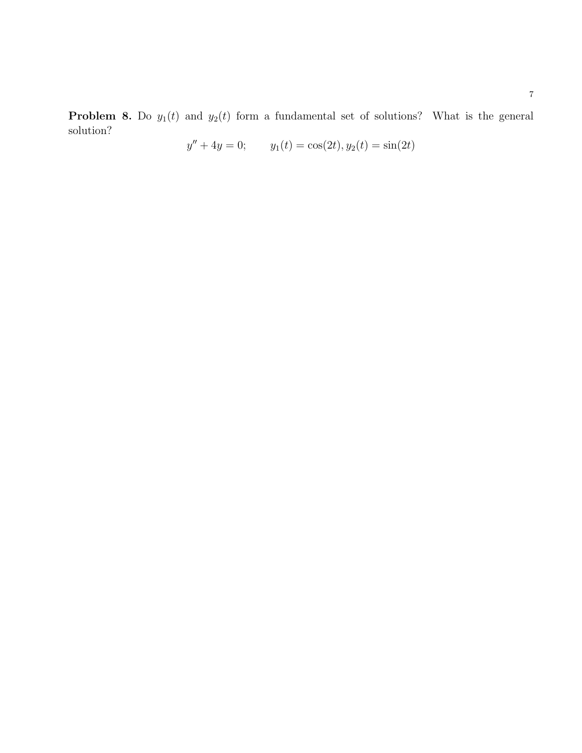**Problem 8.** Do $y_1(t)$ and $y_2(t)$ form a fundamental set of solutions? What is the general solution?

$$y'' + 4y = 0; \qquad y_1(t) = \cos(2t), y_2(t) = \sin(2t)$$